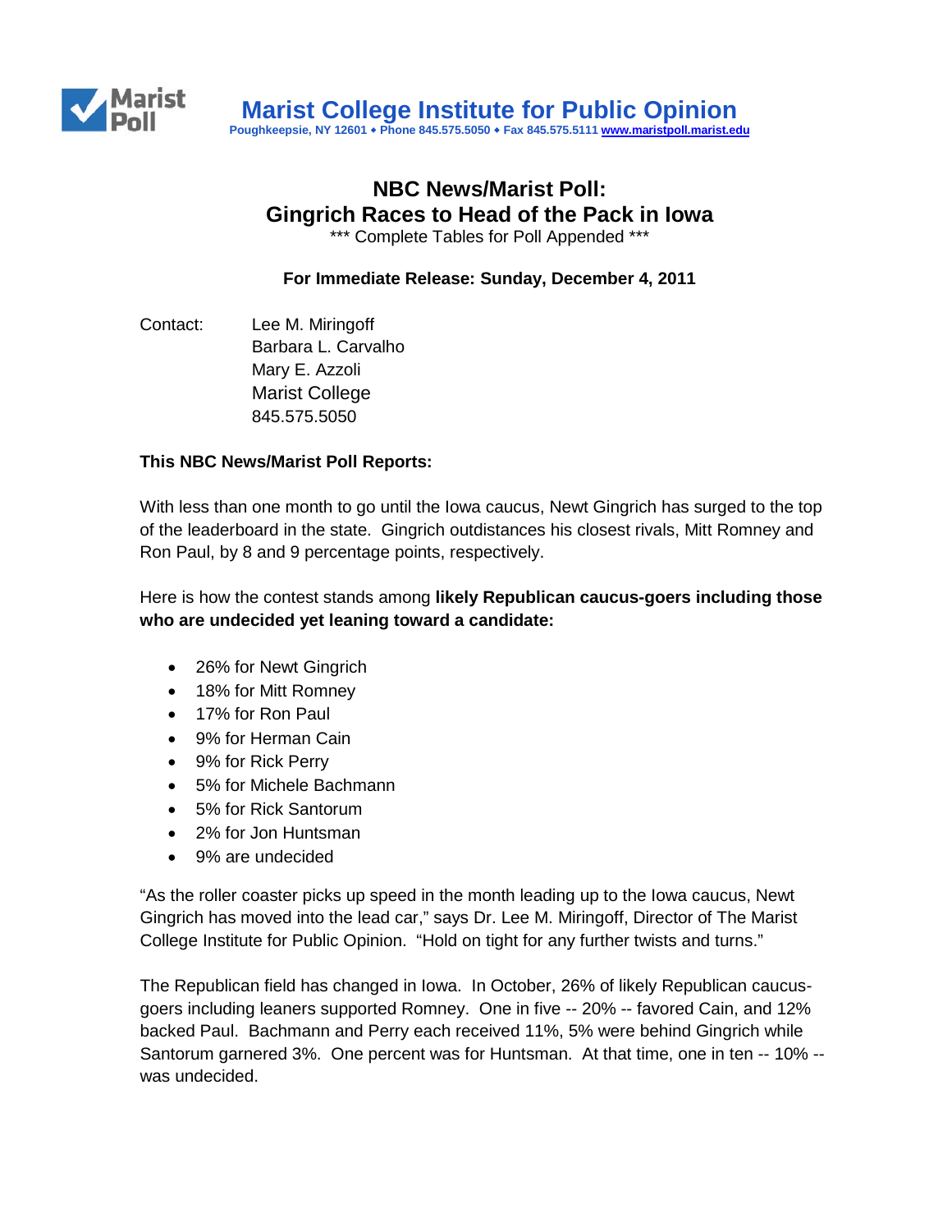# Marist College Institute for Public Opinion

Poughkeepsie, NY 12601 • Phone 845.575.5050 • Fax 845.575.5111 www.maristpoll.marist.edu

## NBC News/Marist Poll: Gingrich Races to Head of the Pack in Iowa

*** Complete Tables for Poll Appended ***

**For Immediate Release: Sunday, December 4, 2011**

Contact: Lee M. Miringoff
Barbara L. Carvalho
Mary E. Azzoli
Marist College
845.575.5050

**This NBC News/Marist Poll Reports:**

With less than one month to go until the Iowa caucus, Newt Gingrich has surged to the top of the leaderboard in the state. Gingrich outdistances his closest rivals, Mitt Romney and Ron Paul, by 8 and 9 percentage points, respectively.

Here is how the contest stands among **likely Republican caucus-goers including those who are undecided yet leaning toward a candidate:**

- 26% for Newt Gingrich
- 18% for Mitt Romney
- 17% for Ron Paul
- 9% for Herman Cain
- 9% for Rick Perry
- 5% for Michele Bachmann
- 5% for Rick Santorum
- 2% for Jon Huntsman
- 9% are undecided

"As the roller coaster picks up speed in the month leading up to the Iowa caucus, Newt Gingrich has moved into the lead car," says Dr. Lee M. Miringoff, Director of The Marist College Institute for Public Opinion. "Hold on tight for any further twists and turns."

The Republican field has changed in Iowa. In October, 26% of likely Republican caucus-goers including leaners supported Romney. One in five -- 20% -- favored Cain, and 12% backed Paul. Bachmann and Perry each received 11%, 5% were behind Gingrich while Santorum garnered 3%. One percent was for Huntsman. At that time, one in ten -- 10% -- was undecided.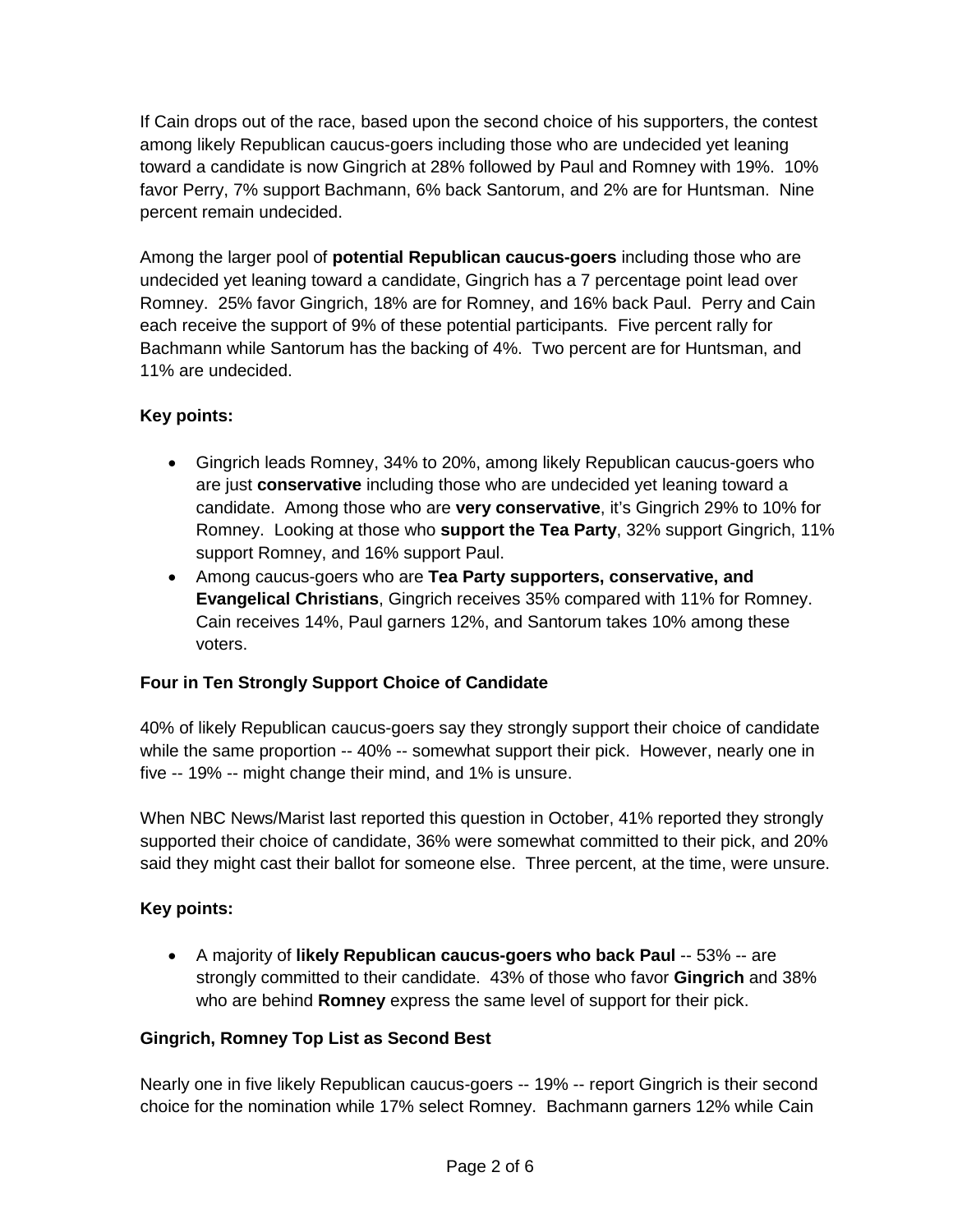If Cain drops out of the race, based upon the second choice of his supporters, the contest among likely Republican caucus-goers including those who are undecided yet leaning toward a candidate is now Gingrich at 28% followed by Paul and Romney with 19%. 10% favor Perry, 7% support Bachmann, 6% back Santorum, and 2% are for Huntsman. Nine percent remain undecided.

Among the larger pool of **potential Republican caucus-goers** including those who are undecided yet leaning toward a candidate, Gingrich has a 7 percentage point lead over Romney. 25% favor Gingrich, 18% are for Romney, and 16% back Paul. Perry and Cain each receive the support of 9% of these potential participants. Five percent rally for Bachmann while Santorum has the backing of 4%. Two percent are for Huntsman, and 11% are undecided.

**Key points:**

- Gingrich leads Romney, 34% to 20%, among likely Republican caucus-goers who are just **conservative** including those who are undecided yet leaning toward a candidate. Among those who are **very conservative**, it's Gingrich 29% to 10% for Romney. Looking at those who **support the Tea Party**, 32% support Gingrich, 11% support Romney, and 16% support Paul.
- Among caucus-goers who are **Tea Party supporters, conservative, and Evangelical Christians**, Gingrich receives 35% compared with 11% for Romney. Cain receives 14%, Paul garners 12%, and Santorum takes 10% among these voters.

### Four in Ten Strongly Support Choice of Candidate

40% of likely Republican caucus-goers say they strongly support their choice of candidate while the same proportion -- 40% -- somewhat support their pick. However, nearly one in five -- 19% -- might change their mind, and 1% is unsure.

When NBC News/Marist last reported this question in October, 41% reported they strongly supported their choice of candidate, 36% were somewhat committed to their pick, and 20% said they might cast their ballot for someone else. Three percent, at the time, were unsure.

**Key points:**

- A majority of **likely Republican caucus-goers who back Paul** -- 53% -- are strongly committed to their candidate. 43% of those who favor **Gingrich** and 38% who are behind **Romney** express the same level of support for their pick.

### Gingrich, Romney Top List as Second Best

Nearly one in five likely Republican caucus-goers -- 19% -- report Gingrich is their second choice for the nomination while 17% select Romney. Bachmann garners 12% while Cain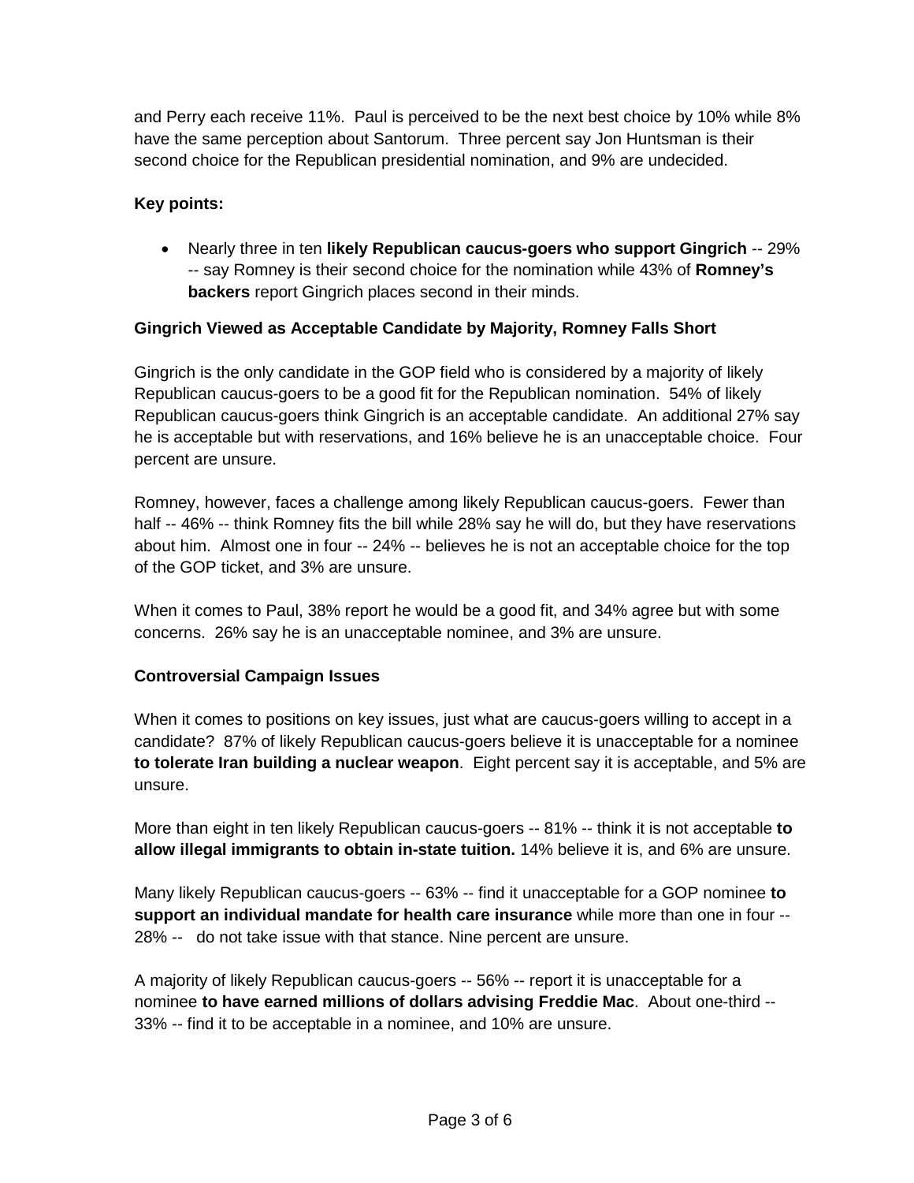and Perry each receive 11%. Paul is perceived to be the next best choice by 10% while 8% have the same perception about Santorum. Three percent say Jon Huntsman is their second choice for the Republican presidential nomination, and 9% are undecided.

**Key points:**

- Nearly three in ten **likely Republican caucus-goers who support Gingrich** -- 29% -- say Romney is their second choice for the nomination while 43% of **Romney's backers** report Gingrich places second in their minds.

**Gingrich Viewed as Acceptable Candidate by Majority, Romney Falls Short**

Gingrich is the only candidate in the GOP field who is considered by a majority of likely Republican caucus-goers to be a good fit for the Republican nomination. 54% of likely Republican caucus-goers think Gingrich is an acceptable candidate. An additional 27% say he is acceptable but with reservations, and 16% believe he is an unacceptable choice. Four percent are unsure.

Romney, however, faces a challenge among likely Republican caucus-goers. Fewer than half -- 46% -- think Romney fits the bill while 28% say he will do, but they have reservations about him. Almost one in four -- 24% -- believes he is not an acceptable choice for the top of the GOP ticket, and 3% are unsure.

When it comes to Paul, 38% report he would be a good fit, and 34% agree but with some concerns. 26% say he is an unacceptable nominee, and 3% are unsure.

**Controversial Campaign Issues**

When it comes to positions on key issues, just what are caucus-goers willing to accept in a candidate? 87% of likely Republican caucus-goers believe it is unacceptable for a nominee **to tolerate Iran building a nuclear weapon**. Eight percent say it is acceptable, and 5% are unsure.

More than eight in ten likely Republican caucus-goers -- 81% -- think it is not acceptable **to allow illegal immigrants to obtain in-state tuition.** 14% believe it is, and 6% are unsure.

Many likely Republican caucus-goers -- 63% -- find it unacceptable for a GOP nominee **to support an individual mandate for health care insurance** while more than one in four -- 28% -- do not take issue with that stance. Nine percent are unsure.

A majority of likely Republican caucus-goers -- 56% -- report it is unacceptable for a nominee **to have earned millions of dollars advising Freddie Mac**. About one-third -- 33% -- find it to be acceptable in a nominee, and 10% are unsure.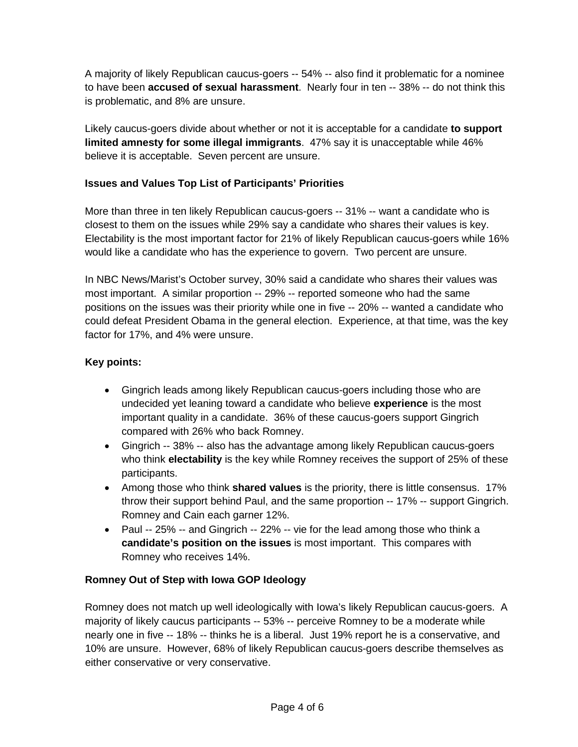A majority of likely Republican caucus-goers -- 54% -- also find it problematic for a nominee to have been **accused of sexual harassment**. Nearly four in ten -- 38% -- do not think this is problematic, and 8% are unsure.

Likely caucus-goers divide about whether or not it is acceptable for a candidate **to support limited amnesty for some illegal immigrants**. 47% say it is unacceptable while 46% believe it is acceptable. Seven percent are unsure.

**Issues and Values Top List of Participants' Priorities**

More than three in ten likely Republican caucus-goers -- 31% -- want a candidate who is closest to them on the issues while 29% say a candidate who shares their values is key. Electability is the most important factor for 21% of likely Republican caucus-goers while 16% would like a candidate who has the experience to govern. Two percent are unsure.

In NBC News/Marist's October survey, 30% said a candidate who shares their values was most important. A similar proportion -- 29% -- reported someone who had the same positions on the issues was their priority while one in five -- 20% -- wanted a candidate who could defeat President Obama in the general election. Experience, at that time, was the key factor for 17%, and 4% were unsure.

**Key points:**

- Gingrich leads among likely Republican caucus-goers including those who are undecided yet leaning toward a candidate who believe **experience** is the most important quality in a candidate. 36% of these caucus-goers support Gingrich compared with 26% who back Romney.
- Gingrich -- 38% -- also has the advantage among likely Republican caucus-goers who think **electability** is the key while Romney receives the support of 25% of these participants.
- Among those who think **shared values** is the priority, there is little consensus. 17% throw their support behind Paul, and the same proportion -- 17% -- support Gingrich. Romney and Cain each garner 12%.
- Paul -- 25% -- and Gingrich -- 22% -- vie for the lead among those who think a **candidate's position on the issues** is most important. This compares with Romney who receives 14%.

**Romney Out of Step with Iowa GOP Ideology**

Romney does not match up well ideologically with Iowa's likely Republican caucus-goers. A majority of likely caucus participants -- 53% -- perceive Romney to be a moderate while nearly one in five -- 18% -- thinks he is a liberal. Just 19% report he is a conservative, and 10% are unsure. However, 68% of likely Republican caucus-goers describe themselves as either conservative or very conservative.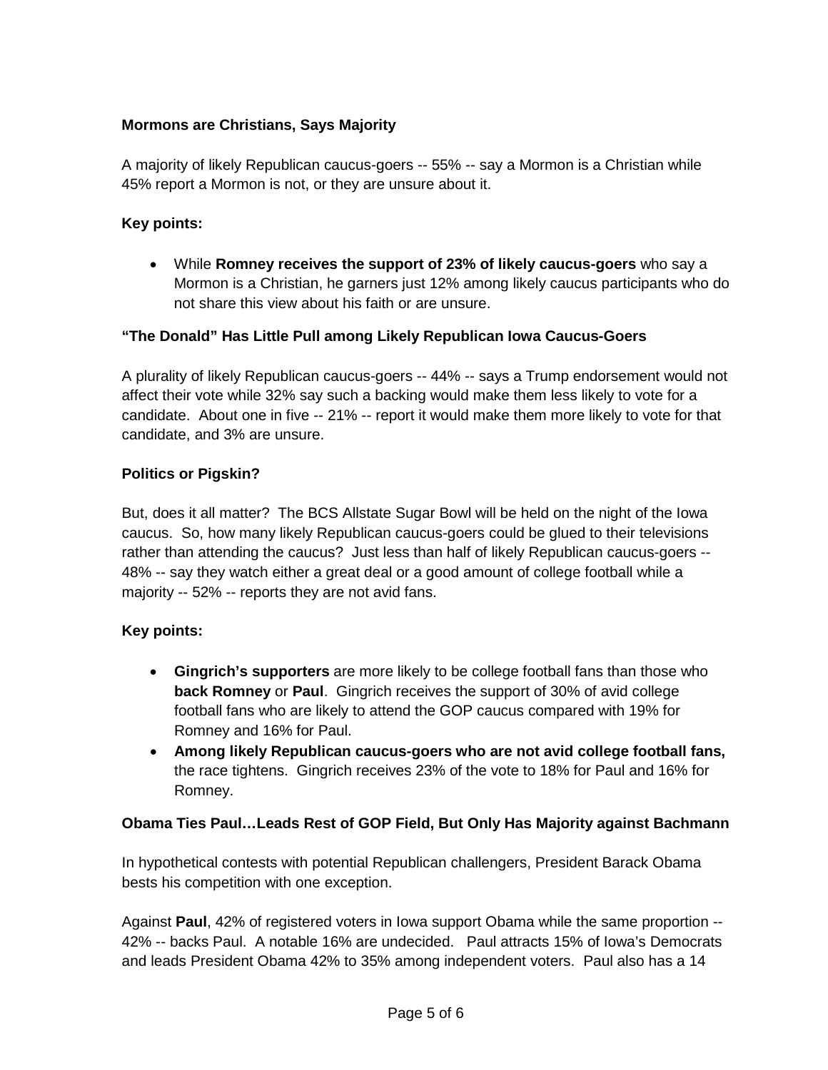**Mormons are Christians, Says Majority**

A majority of likely Republican caucus-goers -- 55% -- say a Mormon is a Christian while 45% report a Mormon is not, or they are unsure about it.

**Key points:**

- While **Romney receives the support of 23% of likely caucus-goers** who say a Mormon is a Christian, he garners just 12% among likely caucus participants who do not share this view about his faith or are unsure.

**"The Donald" Has Little Pull among Likely Republican Iowa Caucus-Goers**

A plurality of likely Republican caucus-goers -- 44% -- says a Trump endorsement would not affect their vote while 32% say such a backing would make them less likely to vote for a candidate. About one in five -- 21% -- report it would make them more likely to vote for that candidate, and 3% are unsure.

**Politics or Pigskin?**

But, does it all matter? The BCS Allstate Sugar Bowl will be held on the night of the Iowa caucus. So, how many likely Republican caucus-goers could be glued to their televisions rather than attending the caucus? Just less than half of likely Republican caucus-goers -- 48% -- say they watch either a great deal or a good amount of college football while a majority -- 52% -- reports they are not avid fans.

**Key points:**

- **Gingrich's supporters** are more likely to be college football fans than those who **back Romney** or **Paul**. Gingrich receives the support of 30% of avid college football fans who are likely to attend the GOP caucus compared with 19% for Romney and 16% for Paul.
- **Among likely Republican caucus-goers who are not avid college football fans,** the race tightens. Gingrich receives 23% of the vote to 18% for Paul and 16% for Romney.

**Obama Ties Paul…Leads Rest of GOP Field, But Only Has Majority against Bachmann**

In hypothetical contests with potential Republican challengers, President Barack Obama bests his competition with one exception.

Against **Paul**, 42% of registered voters in Iowa support Obama while the same proportion -- 42% -- backs Paul. A notable 16% are undecided. Paul attracts 15% of Iowa's Democrats and leads President Obama 42% to 35% among independent voters. Paul also has a 14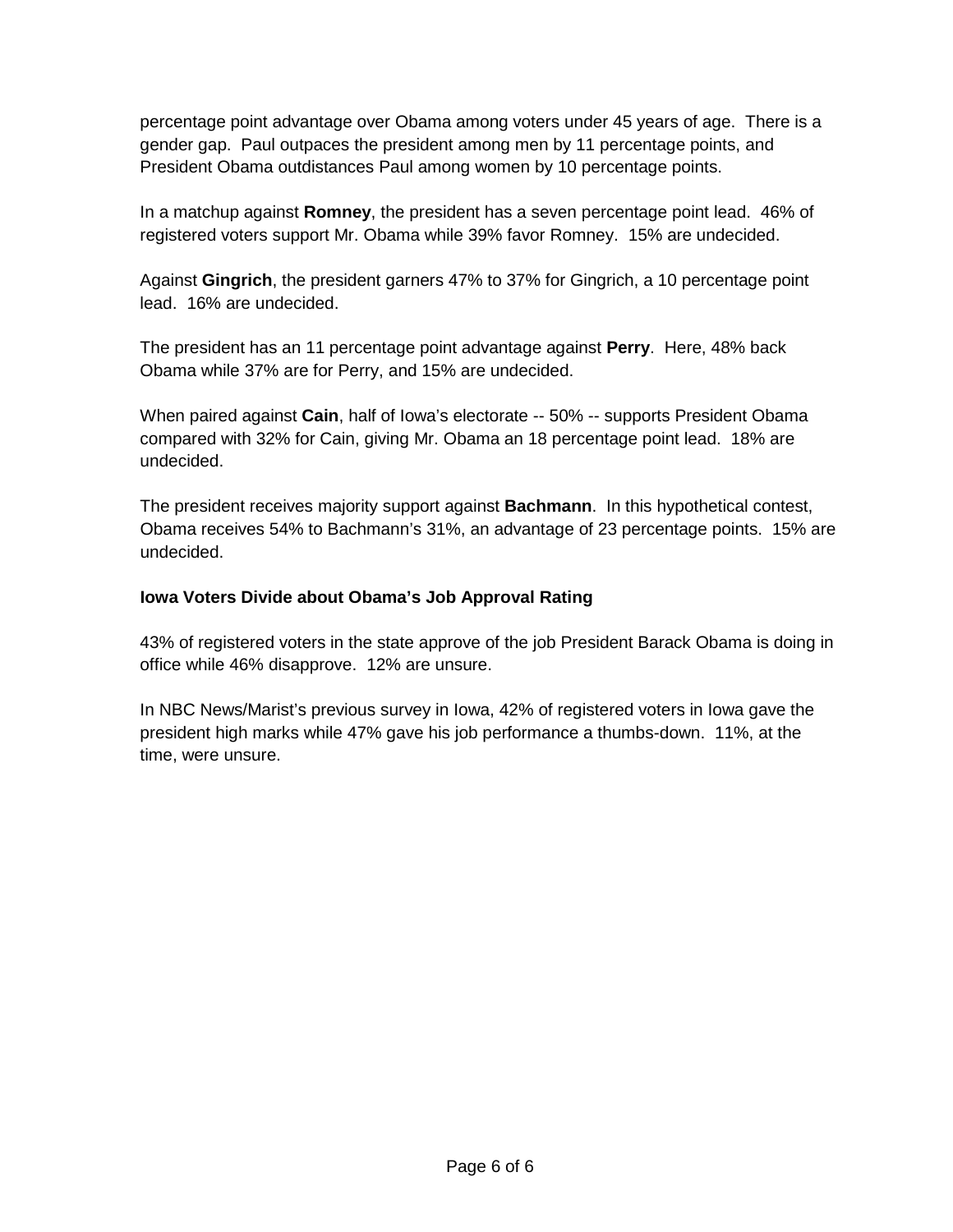percentage point advantage over Obama among voters under 45 years of age.  There is a gender gap.  Paul outpaces the president among men by 11 percentage points, and President Obama outdistances Paul among women by 10 percentage points.

In a matchup against **Romney**, the president has a seven percentage point lead.  46% of registered voters support Mr. Obama while 39% favor Romney.  15% are undecided.

Against **Gingrich**, the president garners 47% to 37% for Gingrich, a 10 percentage point lead.  16% are undecided.

The president has an 11 percentage point advantage against **Perry**.  Here, 48% back Obama while 37% are for Perry, and 15% are undecided.

When paired against **Cain**, half of Iowa's electorate -- 50% -- supports President Obama compared with 32% for Cain, giving Mr. Obama an 18 percentage point lead.  18% are undecided.

The president receives majority support against **Bachmann**.  In this hypothetical contest, Obama receives 54% to Bachmann's 31%, an advantage of 23 percentage points.  15% are undecided.

**Iowa Voters Divide about Obama's Job Approval Rating**

43% of registered voters in the state approve of the job President Barack Obama is doing in office while 46% disapprove.  12% are unsure.

In NBC News/Marist's previous survey in Iowa, 42% of registered voters in Iowa gave the president high marks while 47% gave his job performance a thumbs-down.  11%, at the time, were unsure.